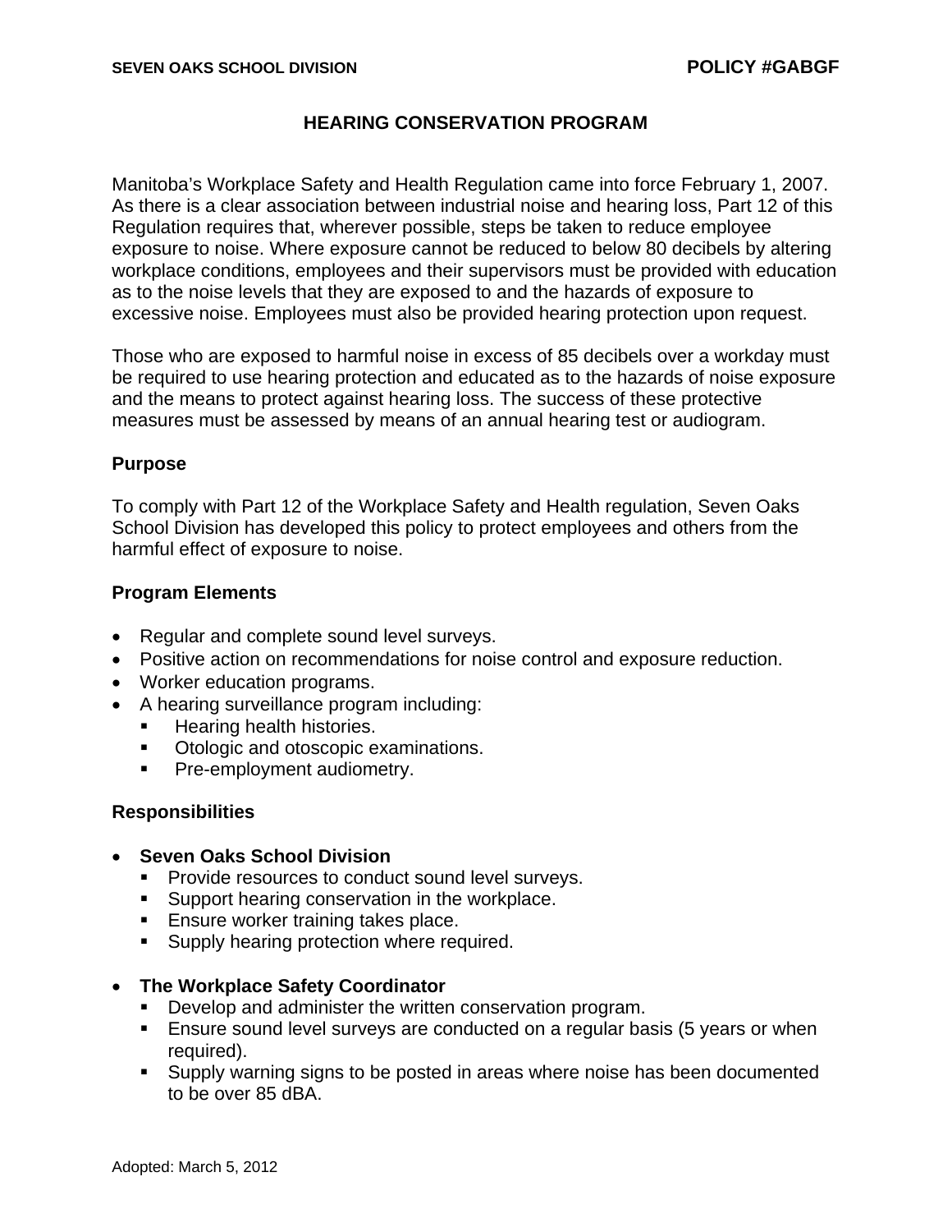SEVEN OAKS SCHOOL DIVISION **POLICY #GABGF**

# HEARING CONSERVATION PROGRAM

Manitoba's Workplace Safety and Health Regulation came into force February 1, 2007. As there is a clear association between industrial noise and hearing loss, Part 12 of this Regulation requires that, wherever possible, steps be taken to reduce employee exposure to noise. Where exposure cannot be reduced to below 80 decibels by altering workplace conditions, employees and their supervisors must be provided with education as to the noise levels that they are exposed to and the hazards of exposure to excessive noise. Employees must also be provided hearing protection upon request.

Those who are exposed to harmful noise in excess of 85 decibels over a workday must be required to use hearing protection and educated as to the hazards of noise exposure and the means to protect against hearing loss. The success of these protective measures must be assessed by means of an annual hearing test or audiogram.

## Purpose

To comply with Part 12 of the Workplace Safety and Health regulation, Seven Oaks School Division has developed this policy to protect employees and others from the harmful effect of exposure to noise.

## Program Elements

- Regular and complete sound level surveys.
- Positive action on recommendations for noise control and exposure reduction.
- Worker education programs.
- A hearing surveillance program including:
  - Hearing health histories.
  - Otologic and otoscopic examinations.
  - Pre-employment audiometry.

## Responsibilities

- **Seven Oaks School Division**
  - Provide resources to conduct sound level surveys.
  - Support hearing conservation in the workplace.
  - Ensure worker training takes place.
  - Supply hearing protection where required.

- **The Workplace Safety Coordinator**
  - Develop and administer the written conservation program.
  - Ensure sound level surveys are conducted on a regular basis (5 years or when required).
  - Supply warning signs to be posted in areas where noise has been documented to be over 85 dBA.

Adopted: March 5, 2012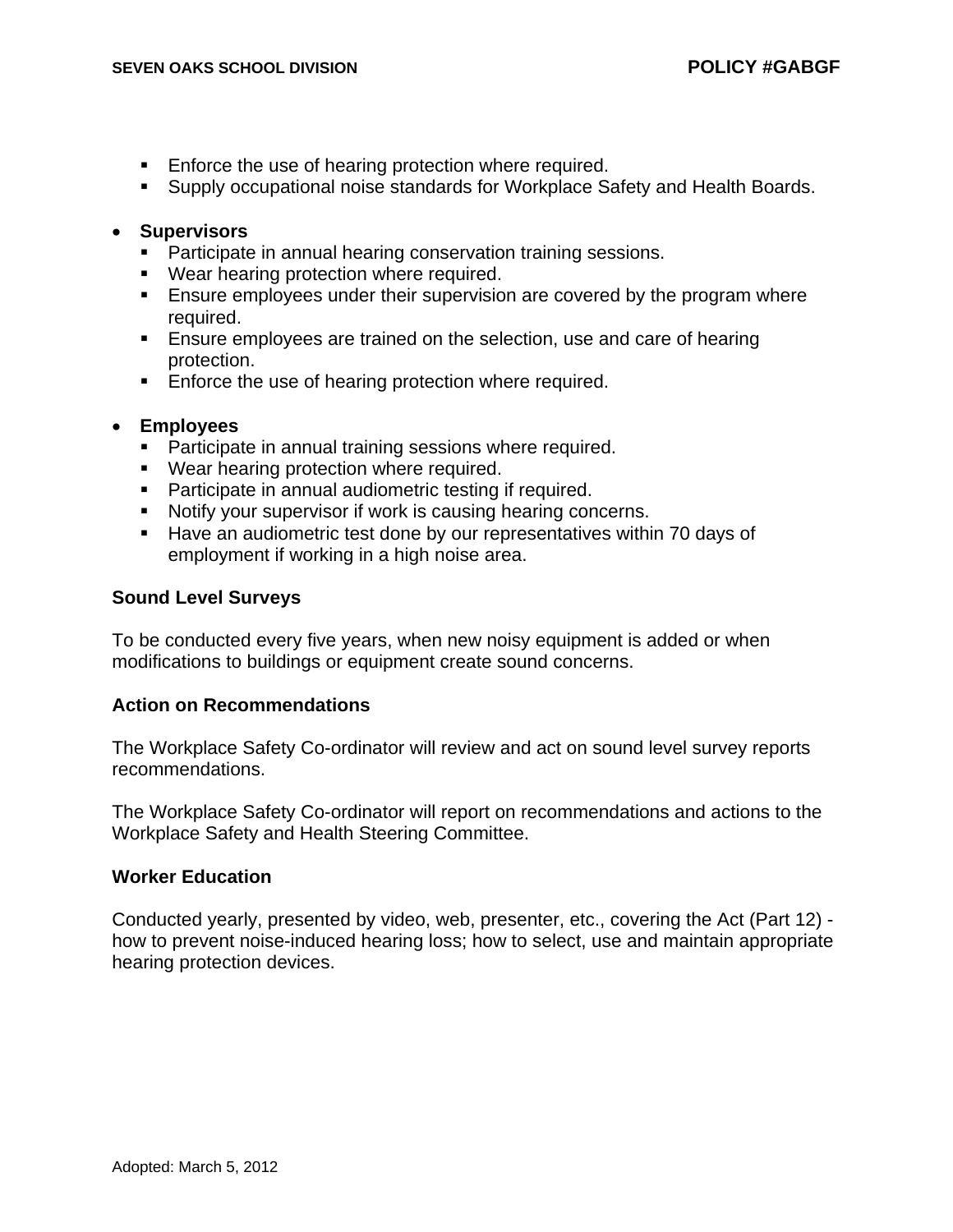- Enforce the use of hearing protection where required.
  - Supply occupational noise standards for Workplace Safety and Health Boards.

- **Supervisors**
  - Participate in annual hearing conservation training sessions.
  - Wear hearing protection where required.
  - Ensure employees under their supervision are covered by the program where required.
  - Ensure employees are trained on the selection, use and care of hearing protection.
  - Enforce the use of hearing protection where required.

- **Employees**
  - Participate in annual training sessions where required.
  - Wear hearing protection where required.
  - Participate in annual audiometric testing if required.
  - Notify your supervisor if work is causing hearing concerns.
  - Have an audiometric test done by our representatives within 70 days of employment if working in a high noise area.

**Sound Level Surveys**

To be conducted every five years, when new noisy equipment is added or when modifications to buildings or equipment create sound concerns.

**Action on Recommendations**

The Workplace Safety Co-ordinator will review and act on sound level survey reports recommendations.

The Workplace Safety Co-ordinator will report on recommendations and actions to the Workplace Safety and Health Steering Committee.

**Worker Education**

Conducted yearly, presented by video, web, presenter, etc., covering the Act (Part 12) - how to prevent noise-induced hearing loss; how to select, use and maintain appropriate hearing protection devices.

Adopted: March 5, 2012